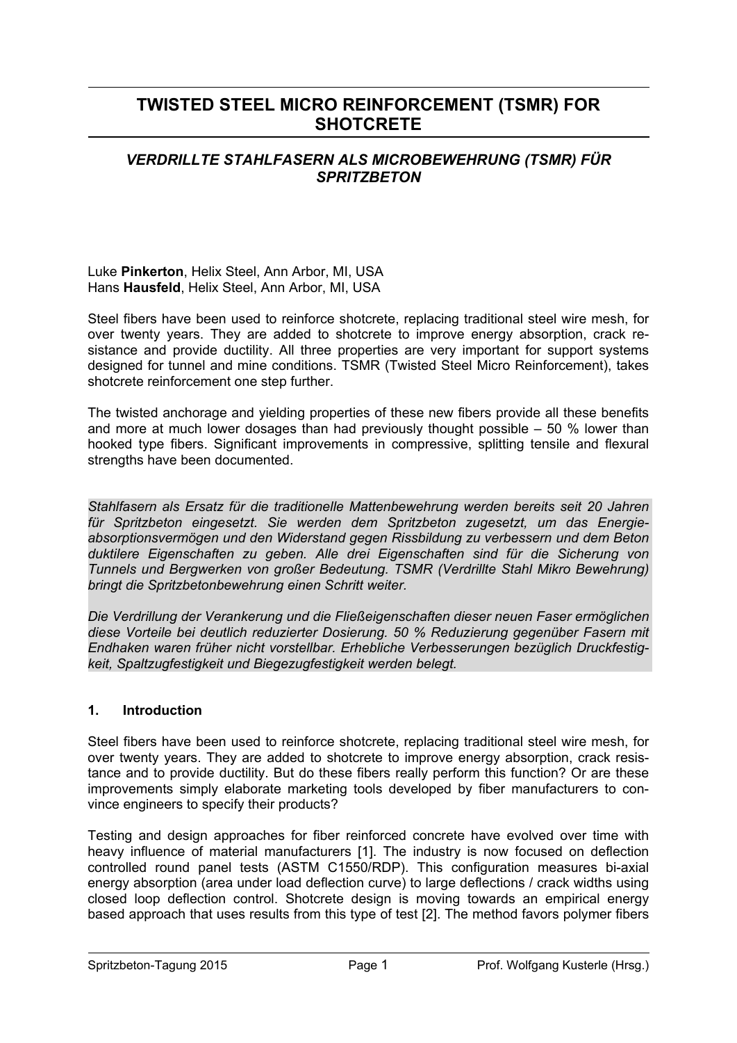# TWISTED STEEL MICRO REINFORCEMENT (TSMR) FOR SHOTCRETE

## *VERDRILLTE STAHLFASERN ALS MICROBEWEHRUNG (TSMR) FÜR SPRITZBETON*

Luke **Pinkerton**, Helix Steel, Ann Arbor, MI, USA
Hans **Hausfeld**, Helix Steel, Ann Arbor, MI, USA

Steel fibers have been used to reinforce shotcrete, replacing traditional steel wire mesh, for over twenty years. They are added to shotcrete to improve energy absorption, crack resistance and provide ductility. All three properties are very important for support systems designed for tunnel and mine conditions. TSMR (Twisted Steel Micro Reinforcement), takes shotcrete reinforcement one step further.

The twisted anchorage and yielding properties of these new fibers provide all these benefits and more at much lower dosages than had previously thought possible – 50 % lower than hooked type fibers. Significant improvements in compressive, splitting tensile and flexural strengths have been documented.

*Stahlfasern als Ersatz für die traditionelle Mattenbewehrung werden bereits seit 20 Jahren für Spritzbeton eingesetzt. Sie werden dem Spritzbeton zugesetzt, um das Energieabsorptionsvermögen und den Widerstand gegen Rissbildung zu verbessern und dem Beton duktilere Eigenschaften zu geben. Alle drei Eigenschaften sind für die Sicherung von Tunnels und Bergwerken von großer Bedeutung. TSMR (Verdrillte Stahl Mikro Bewehrung) bringt die Spritzbetonbewehrung einen Schritt weiter.*

*Die Verdrillung der Verankerung und die Fließeigenschaften dieser neuen Faser ermöglichen diese Vorteile bei deutlich reduzierter Dosierung. 50 % Reduzierung gegenüber Fasern mit Endhaken waren früher nicht vorstellbar. Erhebliche Verbesserungen bezüglich Druckfestigkeit, Spaltzugfestigkeit und Biegezugfestigkeit werden belegt.*

### 1. Introduction

Steel fibers have been used to reinforce shotcrete, replacing traditional steel wire mesh, for over twenty years. They are added to shotcrete to improve energy absorption, crack resistance and to provide ductility. But do these fibers really perform this function? Or are these improvements simply elaborate marketing tools developed by fiber manufacturers to convince engineers to specify their products?

Testing and design approaches for fiber reinforced concrete have evolved over time with heavy influence of material manufacturers [1]. The industry is now focused on deflection controlled round panel tests (ASTM C1550/RDP). This configuration measures bi-axial energy absorption (area under load deflection curve) to large deflections / crack widths using closed loop deflection control. Shotcrete design is moving towards an empirical energy based approach that uses results from this type of test [2]. The method favors polymer fibers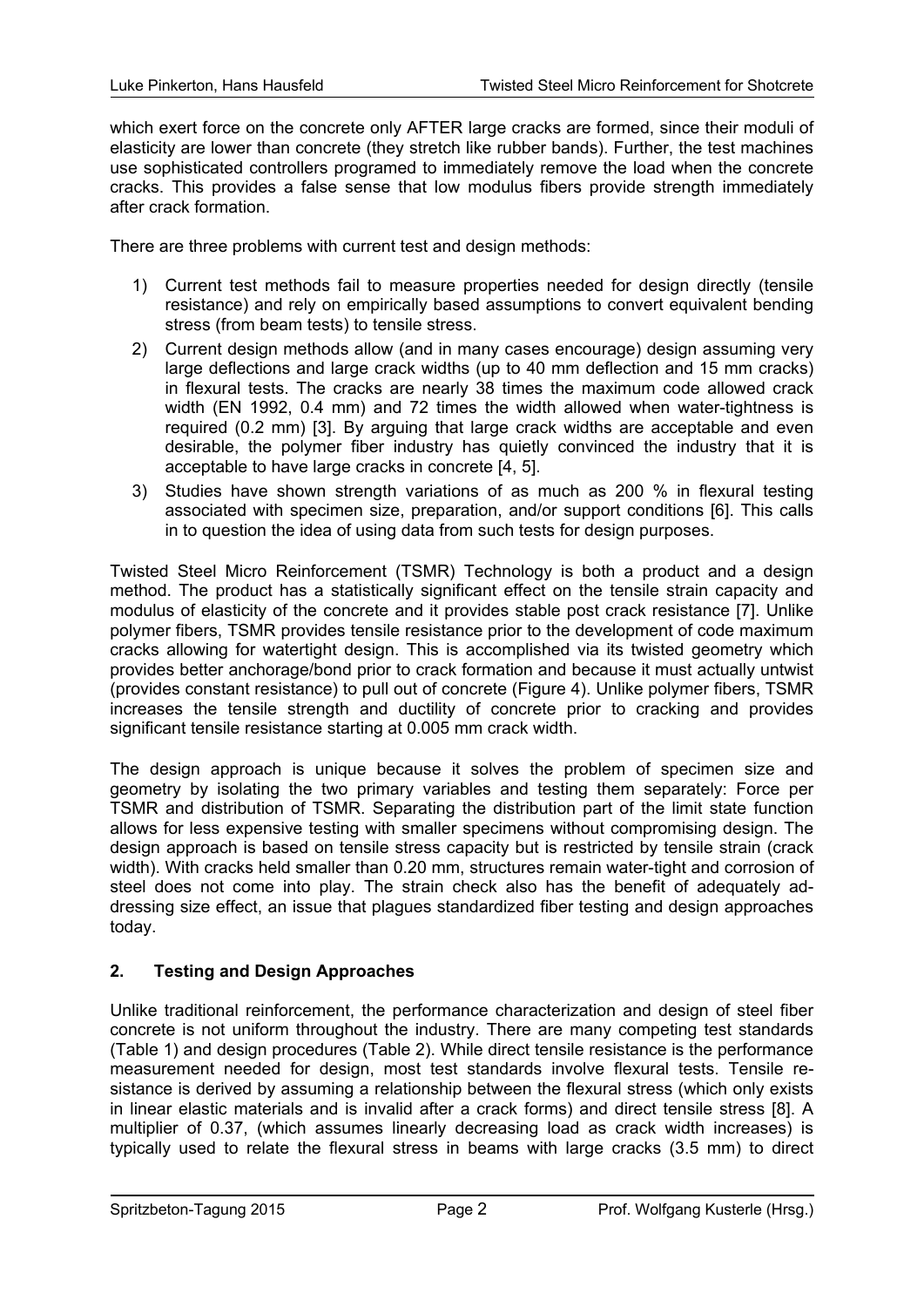which exert force on the concrete only AFTER large cracks are formed, since their moduli of elasticity are lower than concrete (they stretch like rubber bands). Further, the test machines use sophisticated controllers programed to immediately remove the load when the concrete cracks. This provides a false sense that low modulus fibers provide strength immediately after crack formation.

There are three problems with current test and design methods:

1) Current test methods fail to measure properties needed for design directly (tensile resistance) and rely on empirically based assumptions to convert equivalent bending stress (from beam tests) to tensile stress.
2) Current design methods allow (and in many cases encourage) design assuming very large deflections and large crack widths (up to 40 mm deflection and 15 mm cracks) in flexural tests. The cracks are nearly 38 times the maximum code allowed crack width (EN 1992, 0.4 mm) and 72 times the width allowed when water-tightness is required (0.2 mm) [3]. By arguing that large crack widths are acceptable and even desirable, the polymer fiber industry has quietly convinced the industry that it is acceptable to have large cracks in concrete [4, 5].
3) Studies have shown strength variations of as much as 200 % in flexural testing associated with specimen size, preparation, and/or support conditions [6]. This calls in to question the idea of using data from such tests for design purposes.

Twisted Steel Micro Reinforcement (TSMR) Technology is both a product and a design method. The product has a statistically significant effect on the tensile strain capacity and modulus of elasticity of the concrete and it provides stable post crack resistance [7]. Unlike polymer fibers, TSMR provides tensile resistance prior to the development of code maximum cracks allowing for watertight design. This is accomplished via its twisted geometry which provides better anchorage/bond prior to crack formation and because it must actually untwist (provides constant resistance) to pull out of concrete (Figure 4). Unlike polymer fibers, TSMR increases the tensile strength and ductility of concrete prior to cracking and provides significant tensile resistance starting at 0.005 mm crack width.

The design approach is unique because it solves the problem of specimen size and geometry by isolating the two primary variables and testing them separately: Force per TSMR and distribution of TSMR. Separating the distribution part of the limit state function allows for less expensive testing with smaller specimens without compromising design. The design approach is based on tensile stress capacity but is restricted by tensile strain (crack width). With cracks held smaller than 0.20 mm, structures remain water-tight and corrosion of steel does not come into play. The strain check also has the benefit of adequately addressing size effect, an issue that plagues standardized fiber testing and design approaches today.

## 2. Testing and Design Approaches

Unlike traditional reinforcement, the performance characterization and design of steel fiber concrete is not uniform throughout the industry. There are many competing test standards (Table 1) and design procedures (Table 2). While direct tensile resistance is the performance measurement needed for design, most test standards involve flexural tests. Tensile resistance is derived by assuming a relationship between the flexural stress (which only exists in linear elastic materials and is invalid after a crack forms) and direct tensile stress [8]. A multiplier of 0.37, (which assumes linearly decreasing load as crack width increases) is typically used to relate the flexural stress in beams with large cracks (3.5 mm) to direct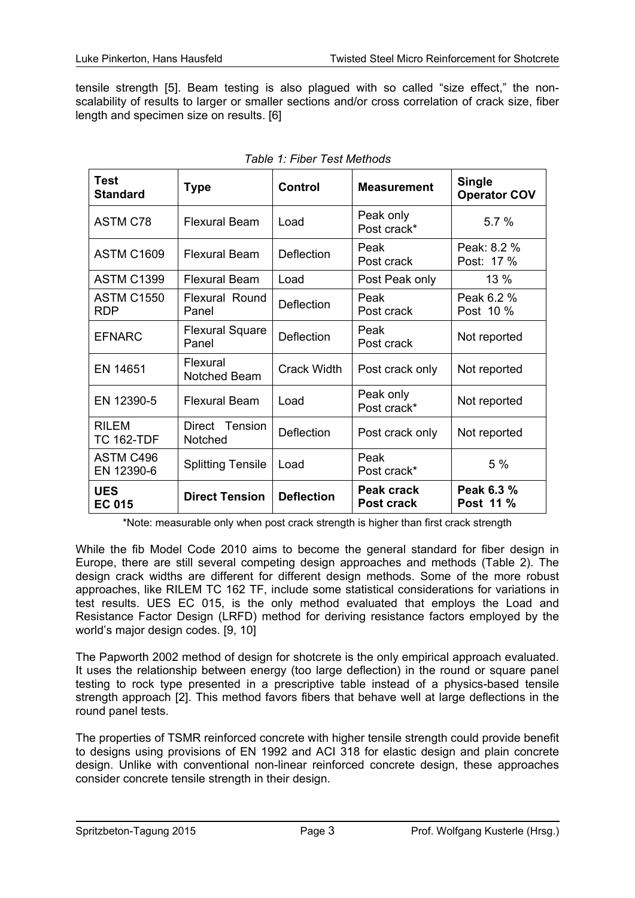tensile strength [5]. Beam testing is also plagued with so called "size effect," the non-scalability of results to larger or smaller sections and/or cross correlation of crack size, fiber length and specimen size on results. [6]

*Table 1: Fiber Test Methods*

| Test Standard | Type | Control | Measurement | Single Operator COV |
|---|---|---|---|---|
| ASTM C78 | Flexural Beam | Load | Peak only<br>Post crack* | 5.7 % |
| ASTM C1609 | Flexural Beam | Deflection | Peak<br>Post crack | Peak: 8.2 %<br>Post: 17 % |
| ASTM C1399 | Flexural Beam | Load | Post Peak only | 13 % |
| ASTM C1550 RDP | Flexural Round Panel | Deflection | Peak<br>Post crack | Peak 6.2 %<br>Post 10 % |
| EFNARC | Flexural Square Panel | Deflection | Peak<br>Post crack | Not reported |
| EN 14651 | Flexural Notched Beam | Crack Width | Post crack only | Not reported |
| EN 12390-5 | Flexural Beam | Load | Peak only<br>Post crack* | Not reported |
| RILEM TC 162-TDF | Direct Tension Notched | Deflection | Post crack only | Not reported |
| ASTM C496<br>EN 12390-6 | Splitting Tensile | Load | Peak<br>Post crack* | 5 % |
| **UES EC 015** | **Direct Tension** | **Deflection** | **Peak crack<br>Post crack** | **Peak 6.3 %<br>Post 11 %** |

*Note: measurable only when post crack strength is higher than first crack strength

While the fib Model Code 2010 aims to become the general standard for fiber design in Europe, there are still several competing design approaches and methods (Table 2). The design crack widths are different for different design methods. Some of the more robust approaches, like RILEM TC 162 TF, include some statistical considerations for variations in test results. UES EC 015, is the only method evaluated that employs the Load and Resistance Factor Design (LRFD) method for deriving resistance factors employed by the world's major design codes. [9, 10]

The Papworth 2002 method of design for shotcrete is the only empirical approach evaluated. It uses the relationship between energy (too large deflection) in the round or square panel testing to rock type presented in a prescriptive table instead of a physics-based tensile strength approach [2]. This method favors fibers that behave well at large deflections in the round panel tests.

The properties of TSMR reinforced concrete with higher tensile strength could provide benefit to designs using provisions of EN 1992 and ACI 318 for elastic design and plain concrete design. Unlike with conventional non-linear reinforced concrete design, these approaches consider concrete tensile strength in their design.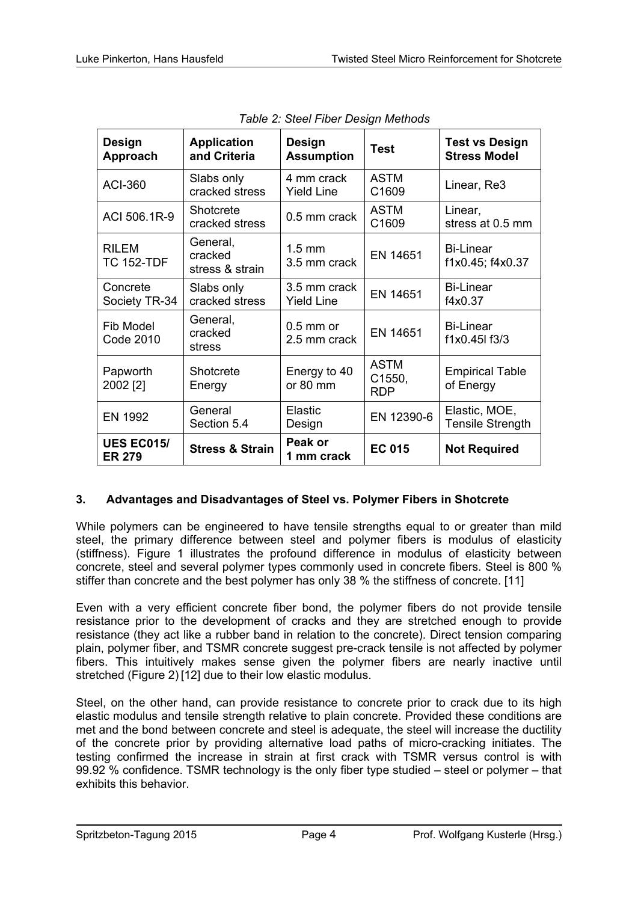*Table 2: Steel Fiber Design Methods*

| Design Approach | Application and Criteria | Design Assumption | Test | Test vs Design Stress Model |
|---|---|---|---|---|
| ACI-360 | Slabs only cracked stress | 4 mm crack Yield Line | ASTM C1609 | Linear, Re3 |
| ACI 506.1R-9 | Shotcrete cracked stress | 0.5 mm crack | ASTM C1609 | Linear, stress at 0.5 mm |
| RILEM TC 152-TDF | General, cracked stress & strain | 1.5 mm 3.5 mm crack | EN 14651 | Bi-Linear f1x0.45; f4x0.37 |
| Concrete Society TR-34 | Slabs only cracked stress | 3.5 mm crack Yield Line | EN 14651 | Bi-Linear f4x0.37 |
| Fib Model Code 2010 | General, cracked stress | 0.5 mm or 2.5 mm crack | EN 14651 | Bi-Linear f1x0.45l f3/3 |
| Papworth 2002 [2] | Shotcrete Energy | Energy to 40 or 80 mm | ASTM C1550, RDP | Empirical Table of Energy |
| EN 1992 | General Section 5.4 | Elastic Design | EN 12390-6 | Elastic, MOE, Tensile Strength |
| **UES EC015/ ER 279** | **Stress & Strain** | **Peak or 1 mm crack** | **EC 015** | **Not Required** |

## 3. Advantages and Disadvantages of Steel vs. Polymer Fibers in Shotcrete

While polymers can be engineered to have tensile strengths equal to or greater than mild steel, the primary difference between steel and polymer fibers is modulus of elasticity (stiffness). Figure 1 illustrates the profound difference in modulus of elasticity between concrete, steel and several polymer types commonly used in concrete fibers. Steel is 800 % stiffer than concrete and the best polymer has only 38 % the stiffness of concrete. [11]

Even with a very efficient concrete fiber bond, the polymer fibers do not provide tensile resistance prior to the development of cracks and they are stretched enough to provide resistance (they act like a rubber band in relation to the concrete). Direct tension comparing plain, polymer fiber, and TSMR concrete suggest pre-crack tensile is not affected by polymer fibers. This intuitively makes sense given the polymer fibers are nearly inactive until stretched (Figure 2) [12] due to their low elastic modulus.

Steel, on the other hand, can provide resistance to concrete prior to crack due to its high elastic modulus and tensile strength relative to plain concrete. Provided these conditions are met and the bond between concrete and steel is adequate, the steel will increase the ductility of the concrete prior by providing alternative load paths of micro-cracking initiates. The testing confirmed the increase in strain at first crack with TSMR versus control is with 99.92 % confidence. TSMR technology is the only fiber type studied – steel or polymer – that exhibits this behavior.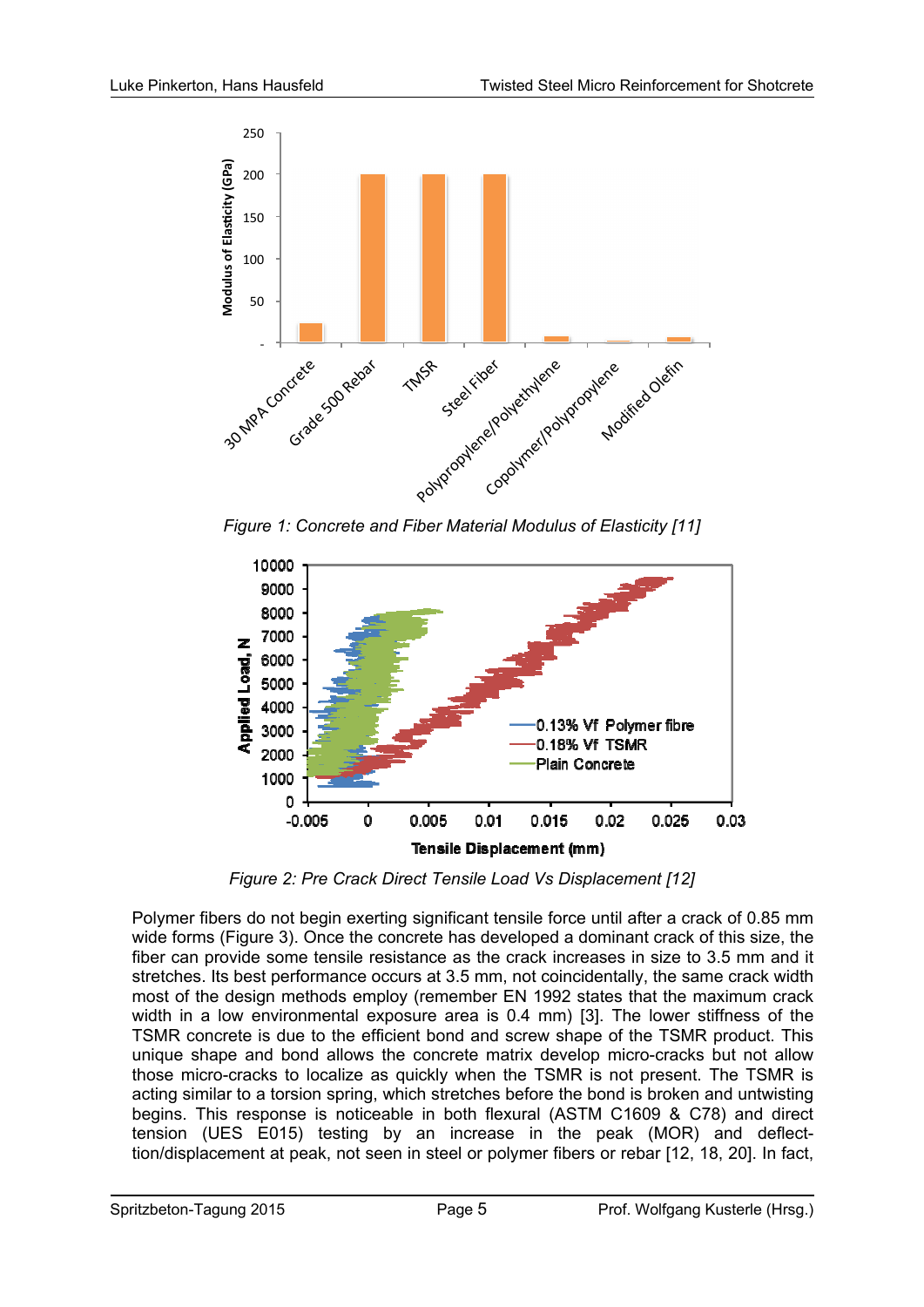Figure 1: Concrete and Fiber Material Modulus of Elasticity [11]

Figure 2: Pre Crack Direct Tensile Load Vs Displacement [12]

Polymer fibers do not begin exerting significant tensile force until after a crack of 0.85 mm wide forms (Figure 3). Once the concrete has developed a dominant crack of this size, the fiber can provide some tensile resistance as the crack increases in size to 3.5 mm and it stretches. Its best performance occurs at 3.5 mm, not coincidentally, the same crack width most of the design methods employ (remember EN 1992 states that the maximum crack width in a low environmental exposure area is 0.4 mm) [3]. The lower stiffness of the TSMR concrete is due to the efficient bond and screw shape of the TSMR product. This unique shape and bond allows the concrete matrix develop micro-cracks but not allow those micro-cracks to localize as quickly when the TSMR is not present. The TSMR is acting similar to a torsion spring, which stretches before the bond is broken and untwisting begins. This response is noticeable in both flexural (ASTM C1609 & C78) and direct tension (UES E015) testing by an increase in the peak (MOR) and deflection/displacement at peak, not seen in steel or polymer fibers or rebar [12, 18, 20]. In fact,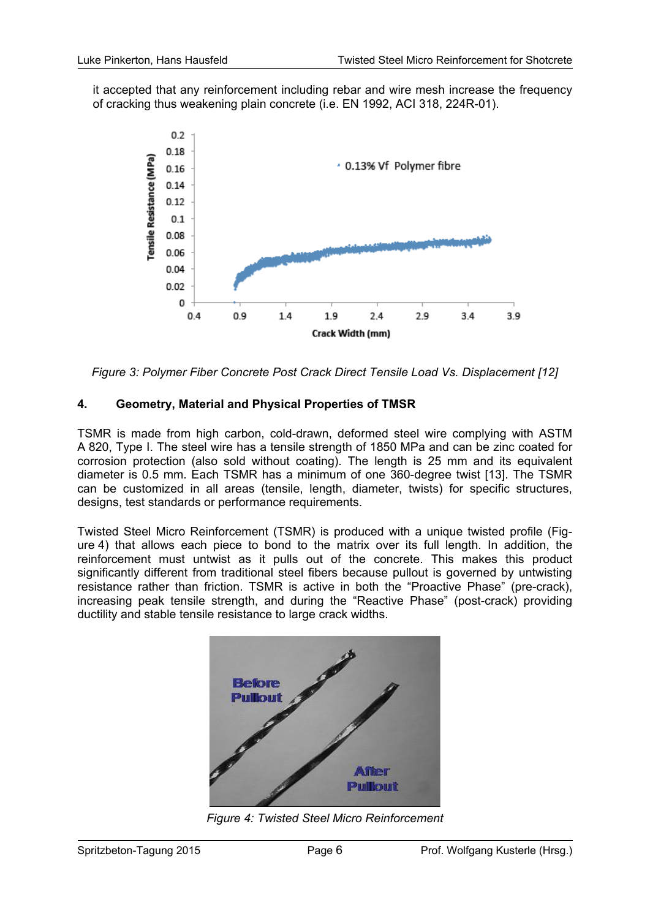it accepted that any reinforcement including rebar and wire mesh increase the frequency of cracking thus weakening plain concrete (i.e. EN 1992, ACI 318, 224R-01).

*Figure 3: Polymer Fiber Concrete Post Crack Direct Tensile Load Vs. Displacement [12]*

## 4. Geometry, Material and Physical Properties of TMSR

TSMR is made from high carbon, cold-drawn, deformed steel wire complying with ASTM A 820, Type I. The steel wire has a tensile strength of 1850 MPa and can be zinc coated for corrosion protection (also sold without coating). The length is 25 mm and its equivalent diameter is 0.5 mm. Each TSMR has a minimum of one 360-degree twist [13]. The TSMR can be customized in all areas (tensile, length, diameter, twists) for specific structures, designs, test standards or performance requirements.

Twisted Steel Micro Reinforcement (TSMR) is produced with a unique twisted profile (Figure 4) that allows each piece to bond to the matrix over its full length. In addition, the reinforcement must untwist as it pulls out of the concrete. This makes this product significantly different from traditional steel fibers because pullout is governed by untwisting resistance rather than friction. TSMR is active in both the "Proactive Phase" (pre-crack), increasing peak tensile strength, and during the "Reactive Phase" (post-crack) providing ductility and stable tensile resistance to large crack widths.

*Figure 4: Twisted Steel Micro Reinforcement*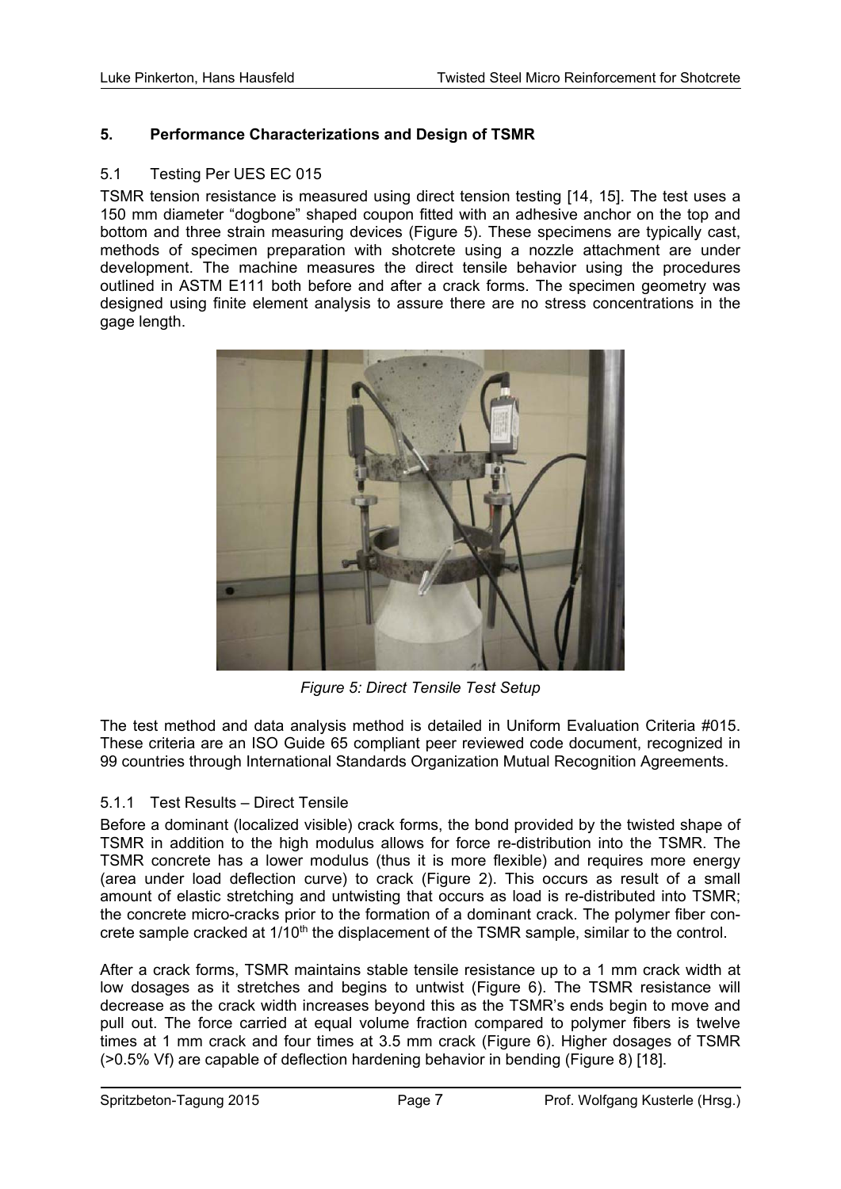## 5. Performance Characterizations and Design of TSMR

### 5.1 Testing Per UES EC 015

TSMR tension resistance is measured using direct tension testing [14, 15]. The test uses a 150 mm diameter "dogbone" shaped coupon fitted with an adhesive anchor on the top and bottom and three strain measuring devices (Figure 5). These specimens are typically cast, methods of specimen preparation with shotcrete using a nozzle attachment are under development. The machine measures the direct tensile behavior using the procedures outlined in ASTM E111 both before and after a crack forms. The specimen geometry was designed using finite element analysis to assure there are no stress concentrations in the gage length.

*Figure 5: Direct Tensile Test Setup*

The test method and data analysis method is detailed in Uniform Evaluation Criteria #015. These criteria are an ISO Guide 65 compliant peer reviewed code document, recognized in 99 countries through International Standards Organization Mutual Recognition Agreements.

#### 5.1.1 Test Results – Direct Tensile

Before a dominant (localized visible) crack forms, the bond provided by the twisted shape of TSMR in addition to the high modulus allows for force re-distribution into the TSMR. The TSMR concrete has a lower modulus (thus it is more flexible) and requires more energy (area under load deflection curve) to crack (Figure 2). This occurs as result of a small amount of elastic stretching and untwisting that occurs as load is re-distributed into TSMR; the concrete micro-cracks prior to the formation of a dominant crack. The polymer fiber concrete sample cracked at 1/10$^{th}$ the displacement of the TSMR sample, similar to the control.

After a crack forms, TSMR maintains stable tensile resistance up to a 1 mm crack width at low dosages as it stretches and begins to untwist (Figure 6). The TSMR resistance will decrease as the crack width increases beyond this as the TSMR's ends begin to move and pull out. The force carried at equal volume fraction compared to polymer fibers is twelve times at 1 mm crack and four times at 3.5 mm crack (Figure 6). Higher dosages of TSMR (>0.5% Vf) are capable of deflection hardening behavior in bending (Figure 8) [18].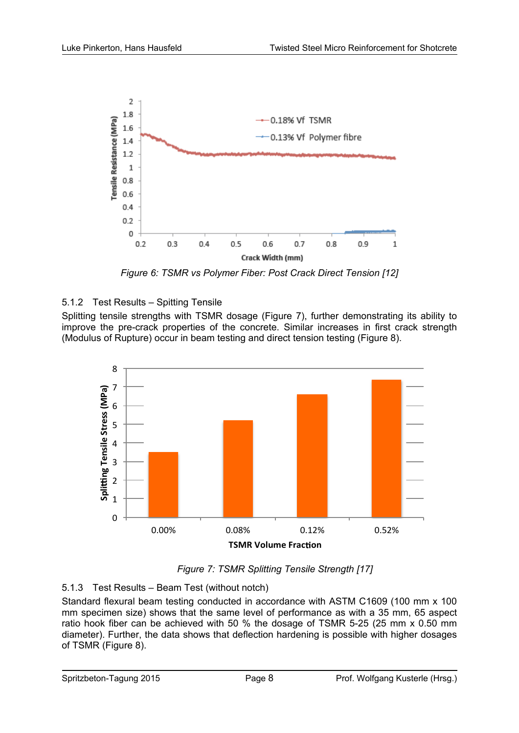Figure 6: TSMR vs Polymer Fiber: Post Crack Direct Tension [12]

### 5.1.2 Test Results – Spitting Tensile

Splitting tensile strengths with TSMR dosage (Figure 7), further demonstrating its ability to improve the pre-crack properties of the concrete. Similar increases in first crack strength (Modulus of Rupture) occur in beam testing and direct tension testing (Figure 8).

Figure 7: TSMR Splitting Tensile Strength [17]

### 5.1.3 Test Results – Beam Test (without notch)

Standard flexural beam testing conducted in accordance with ASTM C1609 (100 mm x 100 mm specimen size) shows that the same level of performance as with a 35 mm, 65 aspect ratio hook fiber can be achieved with 50 % the dosage of TSMR 5-25 (25 mm x 0.50 mm diameter). Further, the data shows that deflection hardening is possible with higher dosages of TSMR (Figure 8).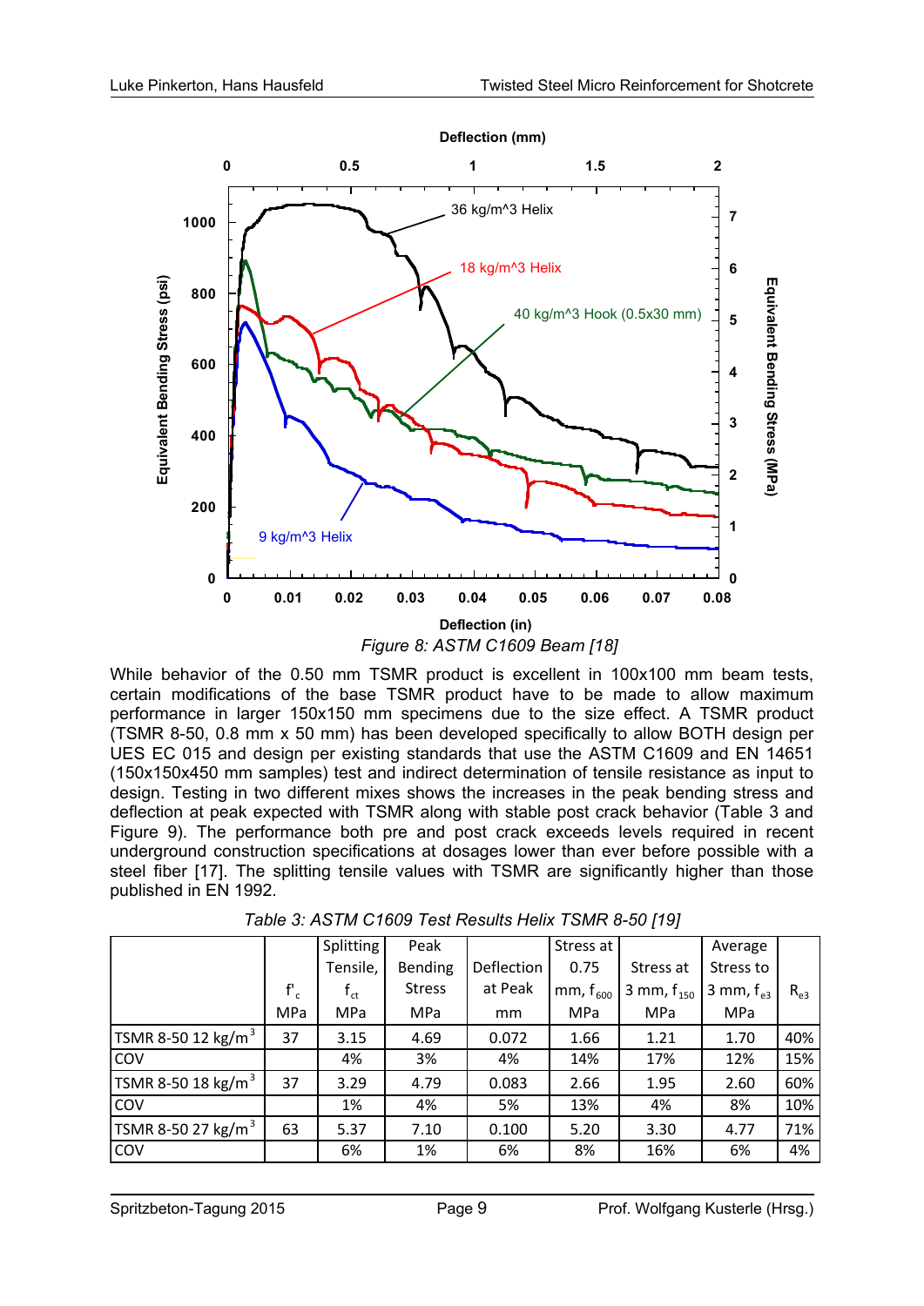Figure 8: ASTM C1609 Beam [18]

While behavior of the 0.50 mm TSMR product is excellent in 100x100 mm beam tests, certain modifications of the base TSMR product have to be made to allow maximum performance in larger 150x150 mm specimens due to the size effect. A TSMR product (TSMR 8-50, 0.8 mm x 50 mm) has been developed specifically to allow BOTH design per UES EC 015 and design per existing standards that use the ASTM C1609 and EN 14651 (150x150x450 mm samples) test and indirect determination of tensile resistance as input to design. Testing in two different mixes shows the increases in the peak bending stress and deflection at peak expected with TSMR along with stable post crack behavior (Table 3 and Figure 9). The performance both pre and post crack exceeds levels required in recent underground construction specifications at dosages lower than ever before possible with a steel fiber [17]. The splitting tensile values with TSMR are significantly higher than those published in EN 1992.

*Table 3: ASTM C1609 Test Results Helix TSMR 8-50 [19]*

| | $f'_c$ MPa | Splitting Tensile, $f_{ct}$ MPa | Peak Bending Stress MPa | Deflection at Peak mm | Stress at 0.75 mm, $f_{600}$ MPa | Stress at 3 mm, $f_{150}$ MPa | Average Stress to 3 mm, $f_{e3}$ MPa | $R_{e3}$ |
|---|---|---|---|---|---|---|---|---|
| TSMR 8-50 12 kg/m³ | 37 | 3.15 | 4.69 | 0.072 | 1.66 | 1.21 | 1.70 | 40% |
| COV | | 4% | 3% | 4% | 14% | 17% | 12% | 15% |
| TSMR 8-50 18 kg/m³ | 37 | 3.29 | 4.79 | 0.083 | 2.66 | 1.95 | 2.60 | 60% |
| COV | | 1% | 4% | 5% | 13% | 4% | 8% | 10% |
| TSMR 8-50 27 kg/m³ | 63 | 5.37 | 7.10 | 0.100 | 5.20 | 3.30 | 4.77 | 71% |
| COV | | 6% | 1% | 6% | 8% | 16% | 6% | 4% |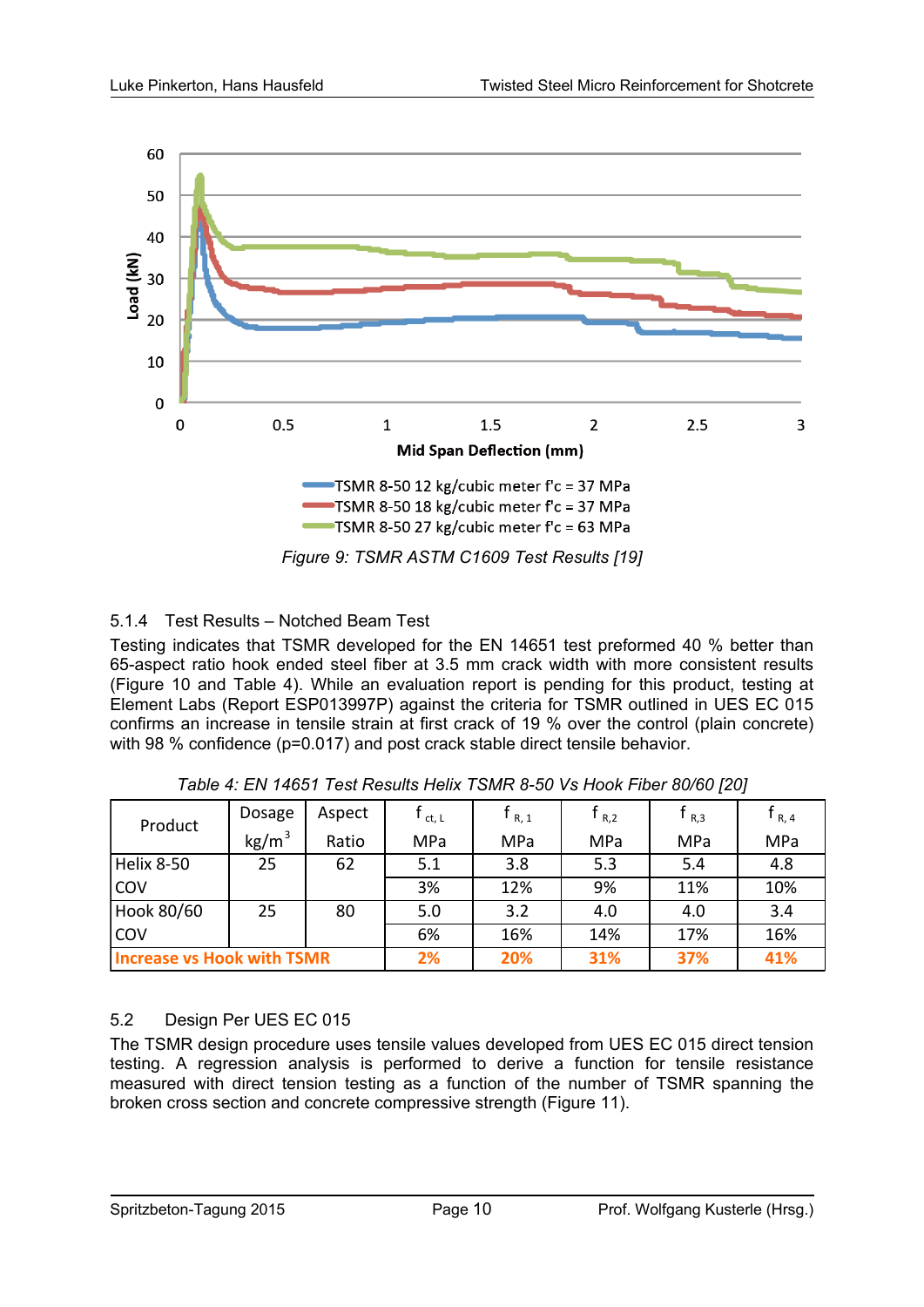Figure 9: TSMR ASTM C1609 Test Results [19]

### 5.1.4 Test Results – Notched Beam Test

Testing indicates that TSMR developed for the EN 14651 test preformed 40 % better than 65-aspect ratio hook ended steel fiber at 3.5 mm crack width with more consistent results (Figure 10 and Table 4). While an evaluation report is pending for this product, testing at Element Labs (Report ESP013997P) against the criteria for TSMR outlined in UES EC 015 confirms an increase in tensile strain at first crack of 19 % over the control (plain concrete) with 98 % confidence (p=0.017) and post crack stable direct tensile behavior.

*Table 4: EN 14651 Test Results Helix TSMR 8-50 Vs Hook Fiber 80/60 [20]*

| Product | Dosage kg/m$^3$ | Aspect Ratio | $f_{ct,L}$ MPa | $f_{R,1}$ MPa | $f_{R,2}$ MPa | $f_{R,3}$ MPa | $f_{R,4}$ MPa |
|---|---|---|---|---|---|---|---|
| Helix 8-50 | 25 | 62 | 5.1 | 3.8 | 5.3 | 5.4 | 4.8 |
| COV | | | 3% | 12% | 9% | 11% | 10% |
| Hook 80/60 | 25 | 80 | 5.0 | 3.2 | 4.0 | 4.0 | 3.4 |
| COV | | | 6% | 16% | 14% | 17% | 16% |
| **Increase vs Hook with TSMR** | | | **2%** | **20%** | **31%** | **37%** | **41%** |

## 5.2 Design Per UES EC 015

The TSMR design procedure uses tensile values developed from UES EC 015 direct tension testing. A regression analysis is performed to derive a function for tensile resistance measured with direct tension testing as a function of the number of TSMR spanning the broken cross section and concrete compressive strength (Figure 11).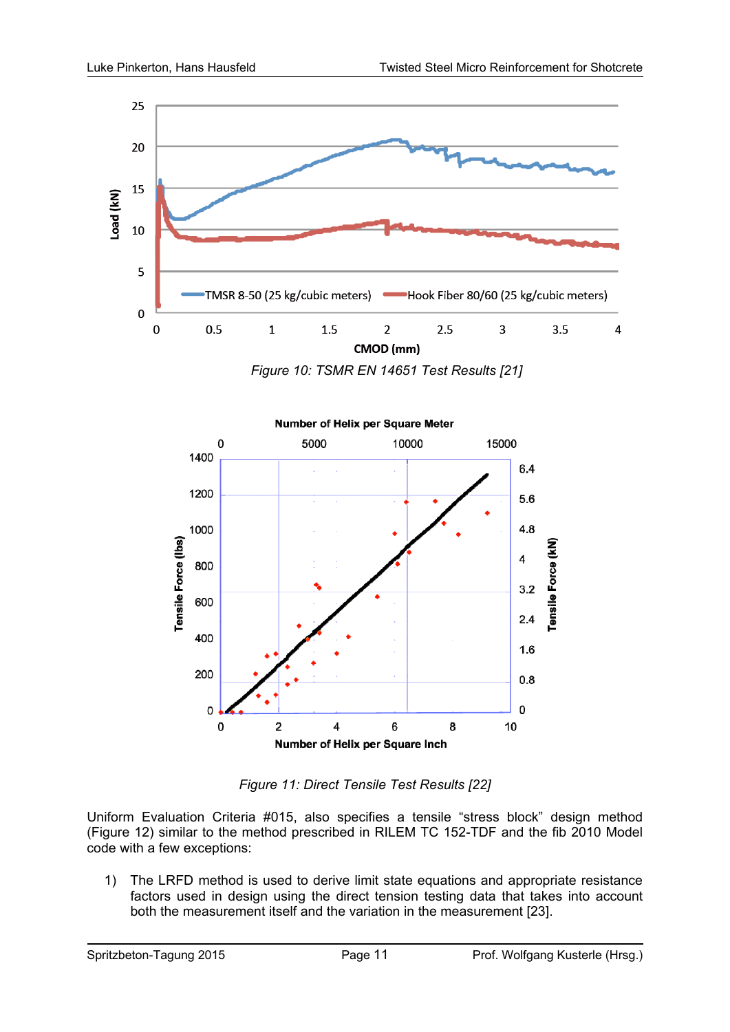*Figure 10: TSMR EN 14651 Test Results [21]*

*Figure 11: Direct Tensile Test Results [22]*

Uniform Evaluation Criteria #015, also specifies a tensile "stress block" design method (Figure 12) similar to the method prescribed in RILEM TC 152-TDF and the fib 2010 Model code with a few exceptions:

1) The LRFD method is used to derive limit state equations and appropriate resistance factors used in design using the direct tension testing data that takes into account both the measurement itself and the variation in the measurement [23].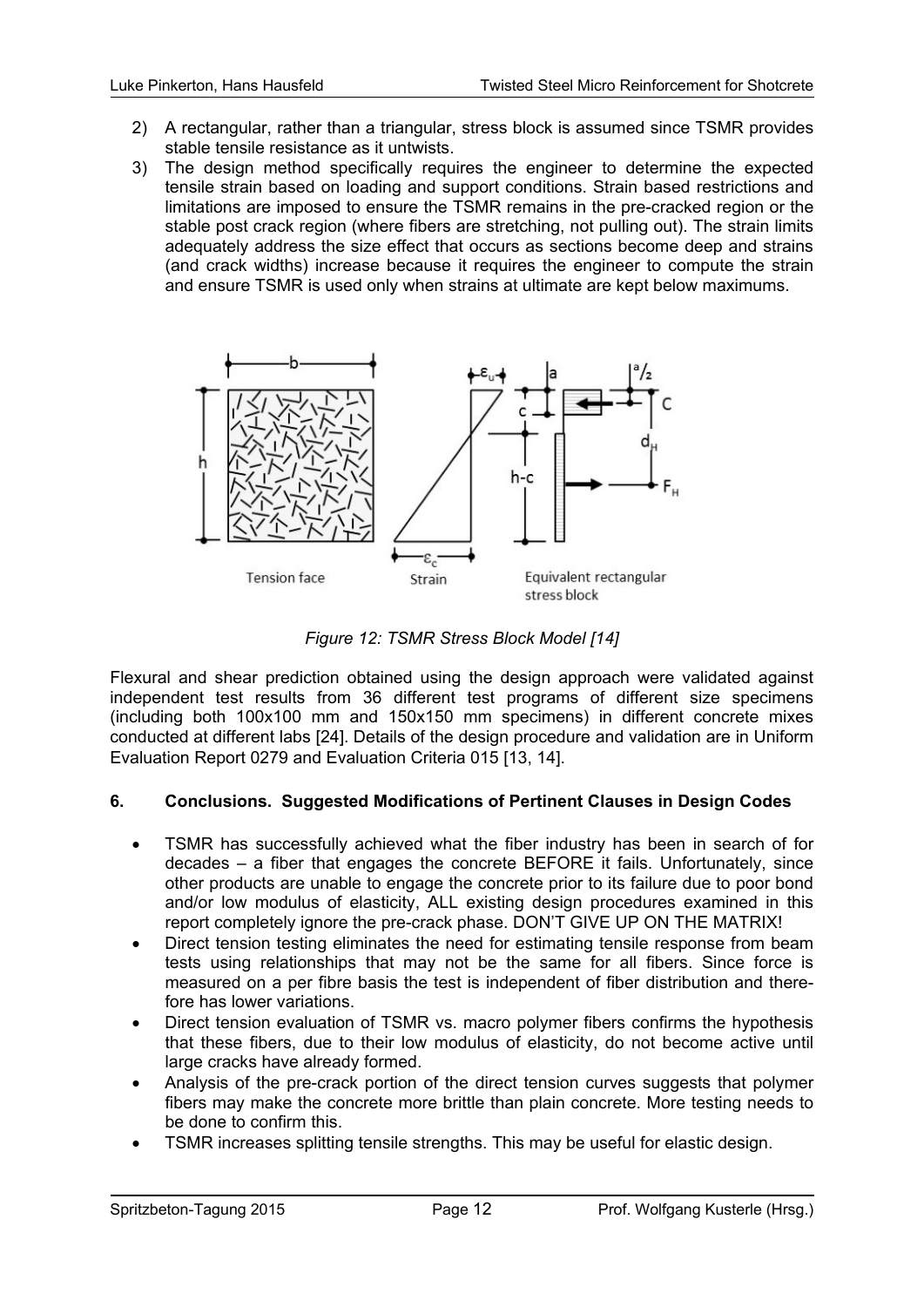2) A rectangular, rather than a triangular, stress block is assumed since TSMR provides stable tensile resistance as it untwists.
3) The design method specifically requires the engineer to determine the expected tensile strain based on loading and support conditions. Strain based restrictions and limitations are imposed to ensure the TSMR remains in the pre-cracked region or the stable post crack region (where fibers are stretching, not pulling out). The strain limits adequately address the size effect that occurs as sections become deep and strains (and crack widths) increase because it requires the engineer to compute the strain and ensure TSMR is used only when strains at ultimate are kept below maximums.

*Figure 12: TSMR Stress Block Model [14]*

Flexural and shear prediction obtained using the design approach were validated against independent test results from 36 different test programs of different size specimens (including both 100x100 mm and 150x150 mm specimens) in different concrete mixes conducted at different labs [24]. Details of the design procedure and validation are in Uniform Evaluation Report 0279 and Evaluation Criteria 015 [13, 14].

## 6. Conclusions. Suggested Modifications of Pertinent Clauses in Design Codes

- TSMR has successfully achieved what the fiber industry has been in search of for decades – a fiber that engages the concrete BEFORE it fails. Unfortunately, since other products are unable to engage the concrete prior to its failure due to poor bond and/or low modulus of elasticity, ALL existing design procedures examined in this report completely ignore the pre-crack phase. DON'T GIVE UP ON THE MATRIX!
- Direct tension testing eliminates the need for estimating tensile response from beam tests using relationships that may not be the same for all fibers. Since force is measured on a per fibre basis the test is independent of fiber distribution and therefore has lower variations.
- Direct tension evaluation of TSMR vs. macro polymer fibers confirms the hypothesis that these fibers, due to their low modulus of elasticity, do not become active until large cracks have already formed.
- Analysis of the pre-crack portion of the direct tension curves suggests that polymer fibers may make the concrete more brittle than plain concrete. More testing needs to be done to confirm this.
- TSMR increases splitting tensile strengths. This may be useful for elastic design.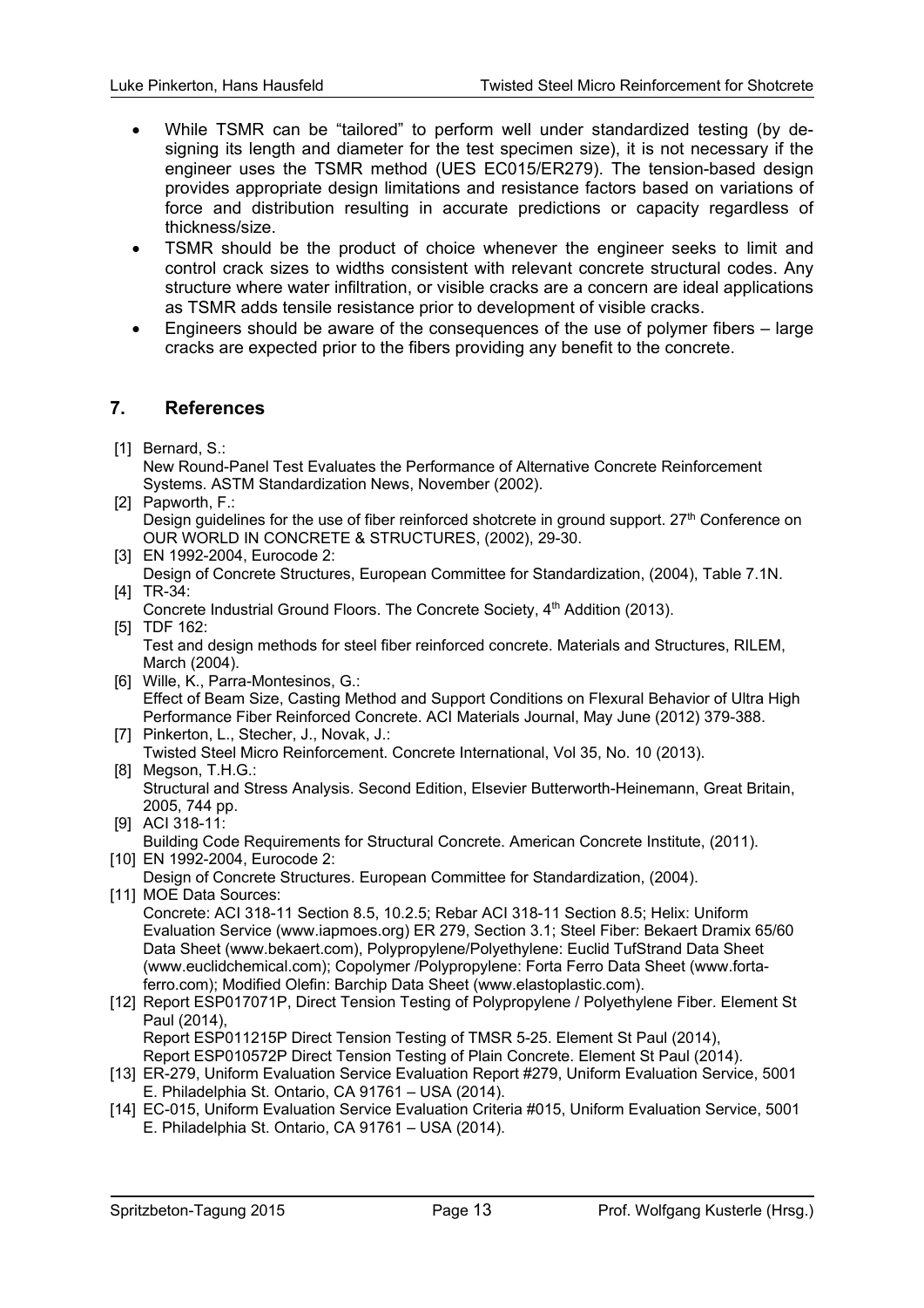- While TSMR can be "tailored" to perform well under standardized testing (by designing its length and diameter for the test specimen size), it is not necessary if the engineer uses the TSMR method (UES EC015/ER279). The tension-based design provides appropriate design limitations and resistance factors based on variations of force and distribution resulting in accurate predictions or capacity regardless of thickness/size.
- TSMR should be the product of choice whenever the engineer seeks to limit and control crack sizes to widths consistent with relevant concrete structural codes. Any structure where water infiltration, or visible cracks are a concern are ideal applications as TSMR adds tensile resistance prior to development of visible cracks.
- Engineers should be aware of the consequences of the use of polymer fibers – large cracks are expected prior to the fibers providing any benefit to the concrete.

## 7. References

[1] Bernard, S.:
New Round-Panel Test Evaluates the Performance of Alternative Concrete Reinforcement Systems. ASTM Standardization News, November (2002).

[2] Papworth, F.:
Design guidelines for the use of fiber reinforced shotcrete in ground support. 27th Conference on OUR WORLD IN CONCRETE & STRUCTURES, (2002), 29-30.

[3] EN 1992-2004, Eurocode 2:
Design of Concrete Structures, European Committee for Standardization, (2004), Table 7.1N.

[4] TR-34:
Concrete Industrial Ground Floors. The Concrete Society, 4th Addition (2013).

[5] TDF 162:
Test and design methods for steel fiber reinforced concrete. Materials and Structures, RILEM, March (2004).

[6] Wille, K., Parra-Montesinos, G.:
Effect of Beam Size, Casting Method and Support Conditions on Flexural Behavior of Ultra High Performance Fiber Reinforced Concrete. ACI Materials Journal, May June (2012) 379-388.

[7] Pinkerton, L., Stecher, J., Novak, J.:
Twisted Steel Micro Reinforcement. Concrete International, Vol 35, No. 10 (2013).

[8] Megson, T.H.G.:
Structural and Stress Analysis. Second Edition, Elsevier Butterworth-Heinemann, Great Britain, 2005, 744 pp.

[9] ACI 318-11:
Building Code Requirements for Structural Concrete. American Concrete Institute, (2011).

[10] EN 1992-2004, Eurocode 2:
Design of Concrete Structures. European Committee for Standardization, (2004).

[11] MOE Data Sources:
Concrete: ACI 318-11 Section 8.5, 10.2.5; Rebar ACI 318-11 Section 8.5; Helix: Uniform Evaluation Service (www.iapmoes.org) ER 279, Section 3.1; Steel Fiber: Bekaert Dramix 65/60 Data Sheet (www.bekaert.com), Polypropylene/Polyethylene: Euclid TufStrand Data Sheet (www.euclidchemical.com); Copolymer /Polypropylene: Forta Ferro Data Sheet (www.forta-ferro.com); Modified Olefin: Barchip Data Sheet (www.elastoplastic.com).

[12] Report ESP017071P, Direct Tension Testing of Polypropylene / Polyethylene Fiber. Element St Paul (2014),
Report ESP011215P Direct Tension Testing of TMSR 5-25. Element St Paul (2014),
Report ESP010572P Direct Tension Testing of Plain Concrete. Element St Paul (2014).

[13] ER-279, Uniform Evaluation Service Evaluation Report #279, Uniform Evaluation Service, 5001 E. Philadelphia St. Ontario, CA 91761 – USA (2014).

[14] EC-015, Uniform Evaluation Service Evaluation Criteria #015, Uniform Evaluation Service, 5001 E. Philadelphia St. Ontario, CA 91761 – USA (2014).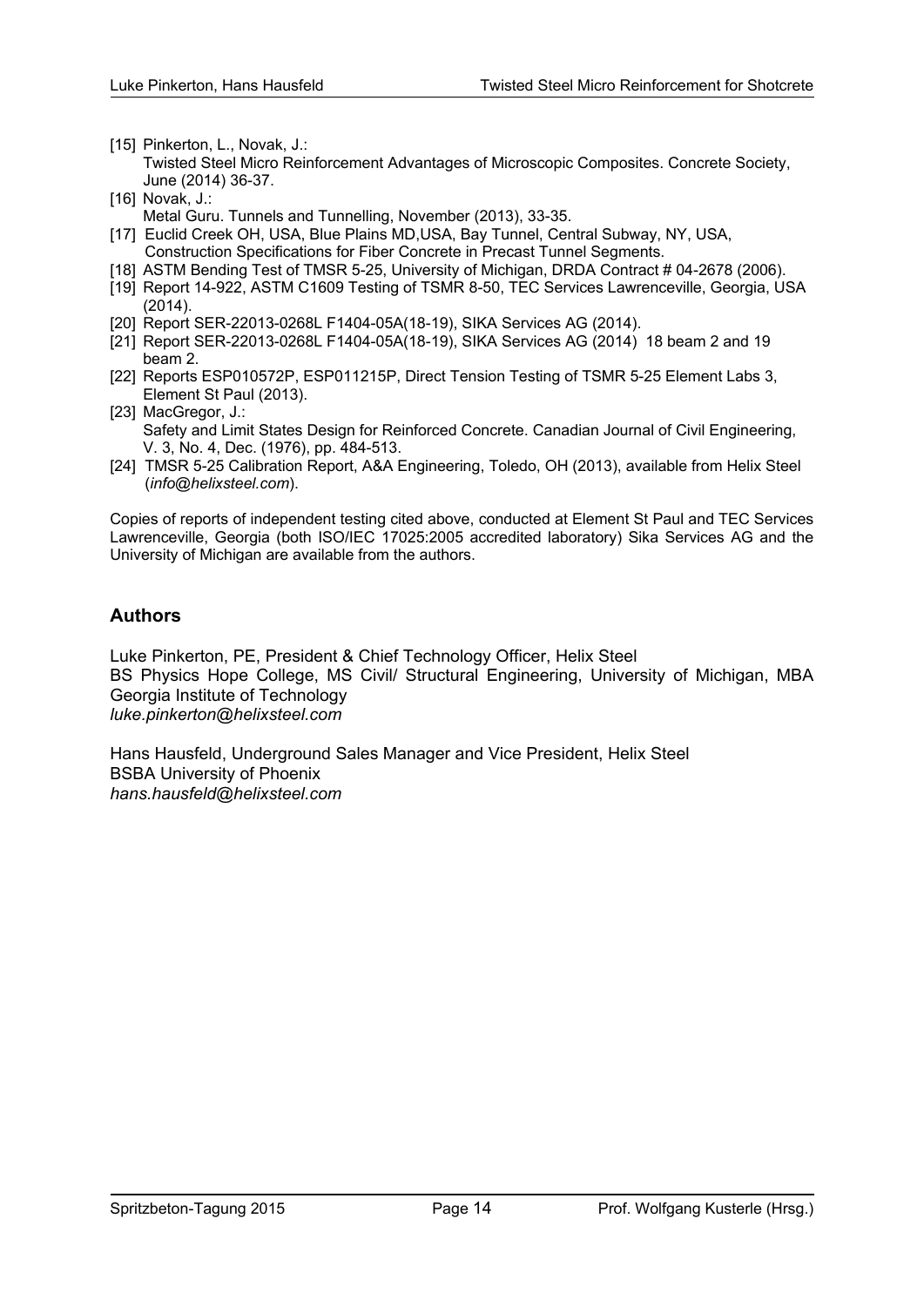[15] Pinkerton, L., Novak, J.:
Twisted Steel Micro Reinforcement Advantages of Microscopic Composites. Concrete Society, June (2014) 36-37.

[16] Novak, J.:
Metal Guru. Tunnels and Tunnelling, November (2013), 33-35.

[17] Euclid Creek OH, USA, Blue Plains MD,USA, Bay Tunnel, Central Subway, NY, USA, Construction Specifications for Fiber Concrete in Precast Tunnel Segments.

[18] ASTM Bending Test of TMSR 5-25, University of Michigan, DRDA Contract # 04-2678 (2006).

[19] Report 14-922, ASTM C1609 Testing of TSMR 8-50, TEC Services Lawrenceville, Georgia, USA (2014).

[20] Report SER-22013-0268L F1404-05A(18-19), SIKA Services AG (2014).

[21] Report SER-22013-0268L F1404-05A(18-19), SIKA Services AG (2014) 18 beam 2 and 19 beam 2.

[22] Reports ESP010572P, ESP011215P, Direct Tension Testing of TSMR 5-25 Element Labs 3, Element St Paul (2013).

[23] MacGregor, J.:
Safety and Limit States Design for Reinforced Concrete. Canadian Journal of Civil Engineering, V. 3, No. 4, Dec. (1976), pp. 484-513.

[24] TMSR 5-25 Calibration Report, A&A Engineering, Toledo, OH (2013), available from Helix Steel (*info@helixsteel.com*).

Copies of reports of independent testing cited above, conducted at Element St Paul and TEC Services Lawrenceville, Georgia (both ISO/IEC 17025:2005 accredited laboratory) Sika Services AG and the University of Michigan are available from the authors.

## Authors

Luke Pinkerton, PE, President & Chief Technology Officer, Helix Steel
BS Physics Hope College, MS Civil/ Structural Engineering, University of Michigan, MBA Georgia Institute of Technology
*luke.pinkerton@helixsteel.com*

Hans Hausfeld, Underground Sales Manager and Vice President, Helix Steel
BSBA University of Phoenix
*hans.hausfeld@helixsteel.com*